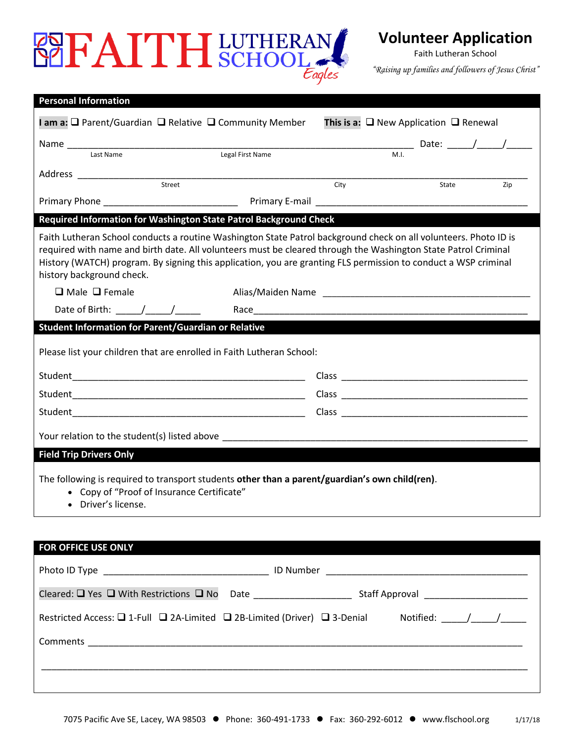# FAITH LUTHERAN SCHOOL *Eagles*

## Volunteer Application

Faith Lutheran School

*"Raising up families and followers of Jesus Christ"*

### Personal Information

**I am a:** ❑ Parent/Guardian ❑ Relative ❑ Community Member **This is a:** ❑ New Application ❑ Renewal

Name \_\_\_\_\_\_\_\_\_\_\_\_\_\_\_\_\_\_\_\_\_\_\_\_\_\_\_\_\_\_\_\_\_\_\_\_\_\_\_\_\_\_\_\_\_\_\_\_\_\_\_\_\_\_\_\_\_\_\_\_ Date: \_\_\_\_/\_\_\_\_/\_\_\_\_
Last Name Legal First Name M.I.

Address \_\_\_\_\_\_\_\_\_\_\_\_\_\_\_\_\_\_\_\_\_\_\_\_\_\_\_\_\_\_\_\_\_\_\_\_\_\_\_\_\_\_\_\_\_\_\_\_\_\_\_\_\_\_\_\_\_\_\_\_\_\_\_\_\_\_\_\_\_\_\_\_
Street City State Zip

Primary Phone \_\_\_\_\_\_\_\_\_\_\_\_\_\_\_\_\_\_\_\_\_\_\_ Primary E-mail \_\_\_\_\_\_\_\_\_\_\_\_\_\_\_\_\_\_\_\_\_\_\_\_\_\_\_\_\_\_\_\_\_\_\_\_\_\_\_

### Required Information for Washington State Patrol Background Check

Faith Lutheran School conducts a routine Washington State Patrol background check on all volunteers. Photo ID is required with name and birth date. All volunteers must be cleared through the Washington State Patrol Criminal History (WATCH) program. By signing this application, you are granting FLS permission to conduct a WSP criminal history background check.

❑ Male ❑ Female Alias/Maiden Name \_\_\_\_\_\_\_\_\_\_\_\_\_\_\_\_\_\_\_\_\_\_\_\_\_\_\_\_\_\_\_\_\_\_\_\_\_\_\_

Date of Birth: \_\_\_\_/\_\_\_\_/\_\_\_\_ Race\_\_\_\_\_\_\_\_\_\_\_\_\_\_\_\_\_\_\_\_\_\_\_\_\_\_\_\_\_\_\_\_\_\_\_\_\_\_\_\_\_\_\_\_\_\_\_\_\_\_

### Student Information for Parent/Guardian or Relative

Please list your children that are enrolled in Faith Lutheran School:

Student\_\_\_\_\_\_\_\_\_\_\_\_\_\_\_\_\_\_\_\_\_\_\_\_\_\_\_\_\_\_\_\_\_\_\_\_\_\_\_\_\_\_ Class \_\_\_\_\_\_\_\_\_\_\_\_\_\_\_\_\_\_\_\_\_\_\_\_\_\_\_\_\_\_\_\_\_\_

Student\_\_\_\_\_\_\_\_\_\_\_\_\_\_\_\_\_\_\_\_\_\_\_\_\_\_\_\_\_\_\_\_\_\_\_\_\_\_\_\_\_\_ Class \_\_\_\_\_\_\_\_\_\_\_\_\_\_\_\_\_\_\_\_\_\_\_\_\_\_\_\_\_\_\_\_\_\_

Student\_\_\_\_\_\_\_\_\_\_\_\_\_\_\_\_\_\_\_\_\_\_\_\_\_\_\_\_\_\_\_\_\_\_\_\_\_\_\_\_\_\_ Class \_\_\_\_\_\_\_\_\_\_\_\_\_\_\_\_\_\_\_\_\_\_\_\_\_\_\_\_\_\_\_\_\_\_

Your relation to the student(s) listed above \_\_\_\_\_\_\_\_\_\_\_\_\_\_\_\_\_\_\_\_\_\_\_\_\_\_\_\_\_\_\_\_\_\_\_\_\_\_\_\_\_\_\_\_\_\_\_\_\_\_\_\_\_\_\_

### Field Trip Drivers Only

The following is required to transport students **other than a parent/guardian's own child(ren)**.

- Copy of "Proof of Insurance Certificate"
- Driver's license.

### FOR OFFICE USE ONLY

Photo ID Type \_\_\_\_\_\_\_\_\_\_\_\_\_\_\_\_\_\_\_\_\_\_\_\_\_\_\_\_\_ ID Number \_\_\_\_\_\_\_\_\_\_\_\_\_\_\_\_\_\_\_\_\_\_\_\_\_\_\_\_\_\_\_\_\_\_\_\_\_

Cleared: ❑ Yes ❑ With Restrictions ❑ No Date \_\_\_\_\_\_\_\_\_\_\_\_\_\_\_\_\_ Staff Approval \_\_\_\_\_\_\_\_\_\_\_\_\_\_\_\_\_\_\_

Restricted Access: ❑ 1-Full ❑ 2A-Limited ❑ 2B-Limited (Driver) ❑ 3-Denial Notified: \_\_\_\_/\_\_\_\_/\_\_\_\_

Comments \_\_\_\_\_\_\_\_\_\_\_\_\_\_\_\_\_\_\_\_\_\_\_\_\_\_\_\_\_\_\_\_\_\_\_\_\_\_\_\_\_\_\_\_\_\_\_\_\_\_\_\_\_\_\_\_\_\_\_\_\_\_\_\_\_\_\_\_\_\_\_\_\_\_\_\_\_\_

\_\_\_\_\_\_\_\_\_\_\_\_\_\_\_\_\_\_\_\_\_\_\_\_\_\_\_\_\_\_\_\_\_\_\_\_\_\_\_\_\_\_\_\_\_\_\_\_\_\_\_\_\_\_\_\_\_\_\_\_\_\_\_\_\_\_\_\_\_\_\_\_\_\_\_\_\_\_\_\_\_\_\_\_\_\_\_\_

7075 Pacific Ave SE, Lacey, WA 98503 ● Phone: 360-491-1733 ● Fax: 360-292-6012 ● www.flschool.org 1/17/18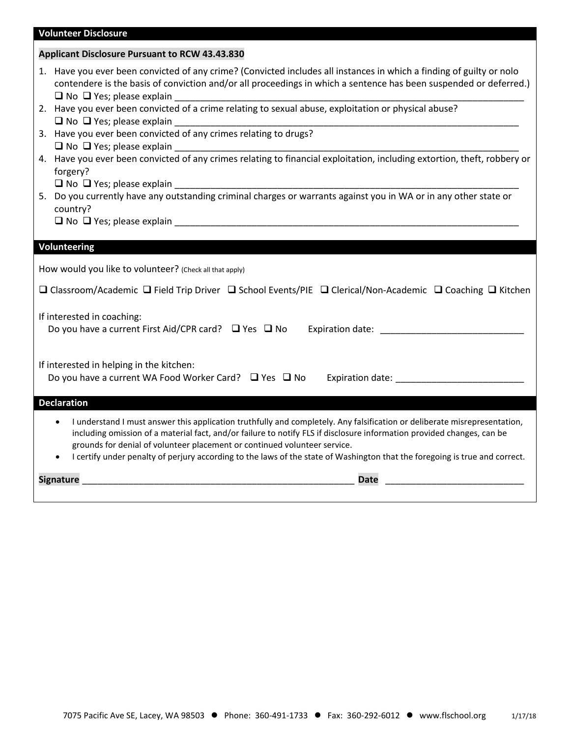## Volunteer Disclosure

**Applicant Disclosure Pursuant to RCW 43.43.830**

1. Have you ever been convicted of any crime? (Convicted includes all instances in which a finding of guilty or nolo contendere is the basis of conviction and/or all proceedings in which a sentence has been suspended or deferred.)
   ☐ No ☐ Yes; please explain ______________________________________________________________________
2. Have you ever been convicted of a crime relating to sexual abuse, exploitation or physical abuse?
   ☐ No ☐ Yes; please explain ______________________________________________________________________
3. Have you ever been convicted of any crimes relating to drugs?
   ☐ No ☐ Yes; please explain ______________________________________________________________________
4. Have you ever been convicted of any crimes relating to financial exploitation, including extortion, theft, robbery or forgery?
   ☐ No ☐ Yes; please explain ______________________________________________________________________
5. Do you currently have any outstanding criminal charges or warrants against you in WA or in any other state or country?
   ☐ No ☐ Yes; please explain ______________________________________________________________________

## Volunteering

How would you like to volunteer? (Check all that apply)

☐ Classroom/Academic ☐ Field Trip Driver ☐ School Events/PIE ☐ Clerical/Non-Academic ☐ Coaching ☐ Kitchen

If interested in coaching:
Do you have a current First Aid/CPR card? ☐ Yes ☐ No Expiration date: ___________________________

If interested in helping in the kitchen:
Do you have a current WA Food Worker Card? ☐ Yes ☐ No Expiration date: ________________________

## Declaration

- I understand I must answer this application truthfully and completely. Any falsification or deliberate misrepresentation, including omission of a material fact, and/or failure to notify FLS if disclosure information provided changes, can be grounds for denial of volunteer placement or continued volunteer service.
- I certify under penalty of perjury according to the laws of the state of Washington that the foregoing is true and correct.

**Signature** ______________________________________________________ **Date** ___________________________

7075 Pacific Ave SE, Lacey, WA 98503 ● Phone: 360-491-1733 ● Fax: 360-292-6012 ● www.flschool.org 1/17/18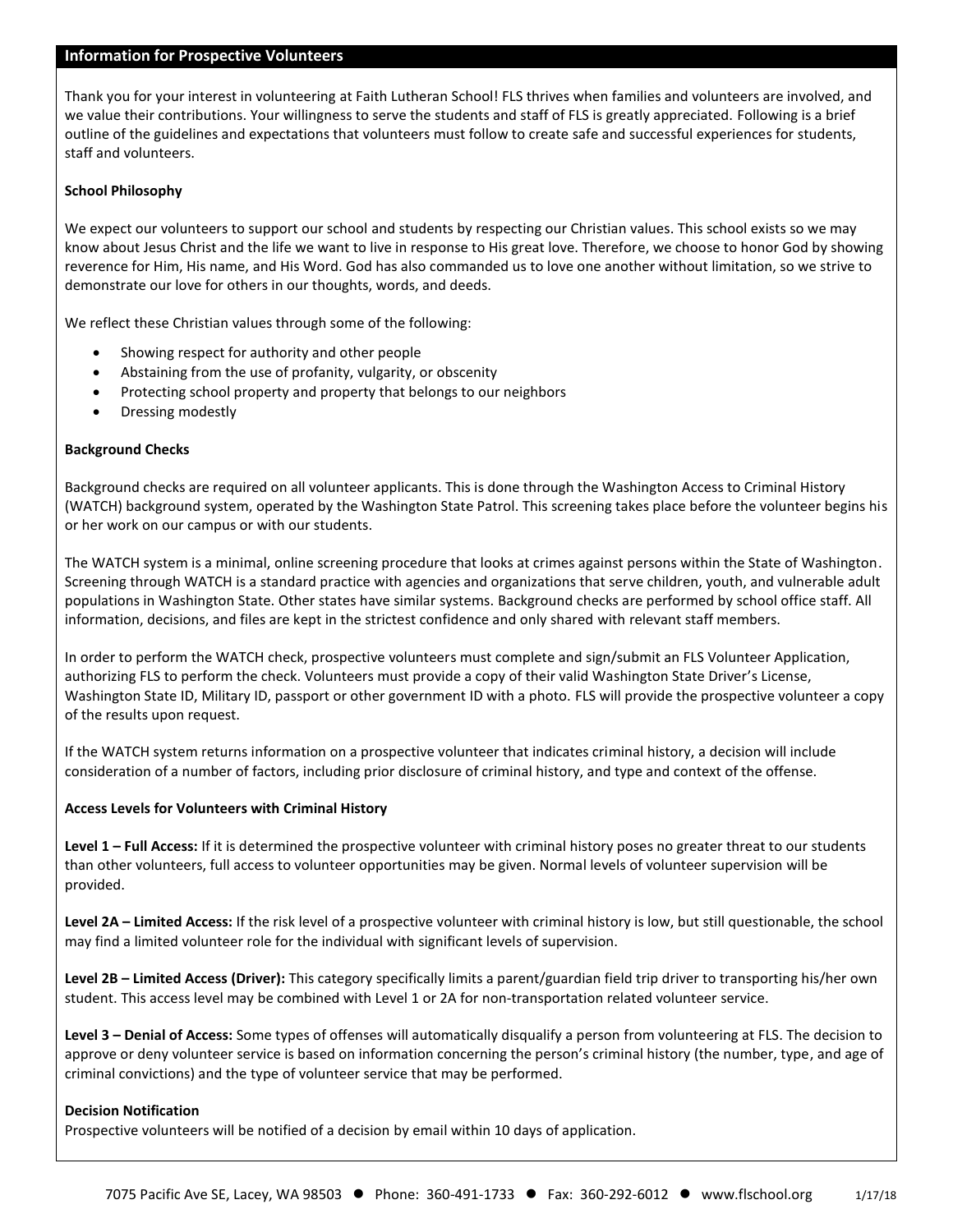## Information for Prospective Volunteers

Thank you for your interest in volunteering at Faith Lutheran School! FLS thrives when families and volunteers are involved, and we value their contributions. Your willingness to serve the students and staff of FLS is greatly appreciated. Following is a brief outline of the guidelines and expectations that volunteers must follow to create safe and successful experiences for students, staff and volunteers.

**School Philosophy**

We expect our volunteers to support our school and students by respecting our Christian values. This school exists so we may know about Jesus Christ and the life we want to live in response to His great love. Therefore, we choose to honor God by showing reverence for Him, His name, and His Word. God has also commanded us to love one another without limitation, so we strive to demonstrate our love for others in our thoughts, words, and deeds.

We reflect these Christian values through some of the following:

- Showing respect for authority and other people
- Abstaining from the use of profanity, vulgarity, or obscenity
- Protecting school property and property that belongs to our neighbors
- Dressing modestly

**Background Checks**

Background checks are required on all volunteer applicants. This is done through the Washington Access to Criminal History (WATCH) background system, operated by the Washington State Patrol. This screening takes place before the volunteer begins his or her work on our campus or with our students.

The WATCH system is a minimal, online screening procedure that looks at crimes against persons within the State of Washington. Screening through WATCH is a standard practice with agencies and organizations that serve children, youth, and vulnerable adult populations in Washington State. Other states have similar systems. Background checks are performed by school office staff. All information, decisions, and files are kept in the strictest confidence and only shared with relevant staff members.

In order to perform the WATCH check, prospective volunteers must complete and sign/submit an FLS Volunteer Application, authorizing FLS to perform the check. Volunteers must provide a copy of their valid Washington State Driver's License, Washington State ID, Military ID, passport or other government ID with a photo. FLS will provide the prospective volunteer a copy of the results upon request.

If the WATCH system returns information on a prospective volunteer that indicates criminal history, a decision will include consideration of a number of factors, including prior disclosure of criminal history, and type and context of the offense.

**Access Levels for Volunteers with Criminal History**

**Level 1 – Full Access:** If it is determined the prospective volunteer with criminal history poses no greater threat to our students than other volunteers, full access to volunteer opportunities may be given. Normal levels of volunteer supervision will be provided.

**Level 2A – Limited Access:** If the risk level of a prospective volunteer with criminal history is low, but still questionable, the school may find a limited volunteer role for the individual with significant levels of supervision.

**Level 2B – Limited Access (Driver):** This category specifically limits a parent/guardian field trip driver to transporting his/her own student. This access level may be combined with Level 1 or 2A for non-transportation related volunteer service.

**Level 3 – Denial of Access:** Some types of offenses will automatically disqualify a person from volunteering at FLS. The decision to approve or deny volunteer service is based on information concerning the person's criminal history (the number, type, and age of criminal convictions) and the type of volunteer service that may be performed.

**Decision Notification**

Prospective volunteers will be notified of a decision by email within 10 days of application.

7075 Pacific Ave SE, Lacey, WA 98503 ● Phone: 360-491-1733 ● Fax: 360-292-6012 ● www.flschool.org 1/17/18